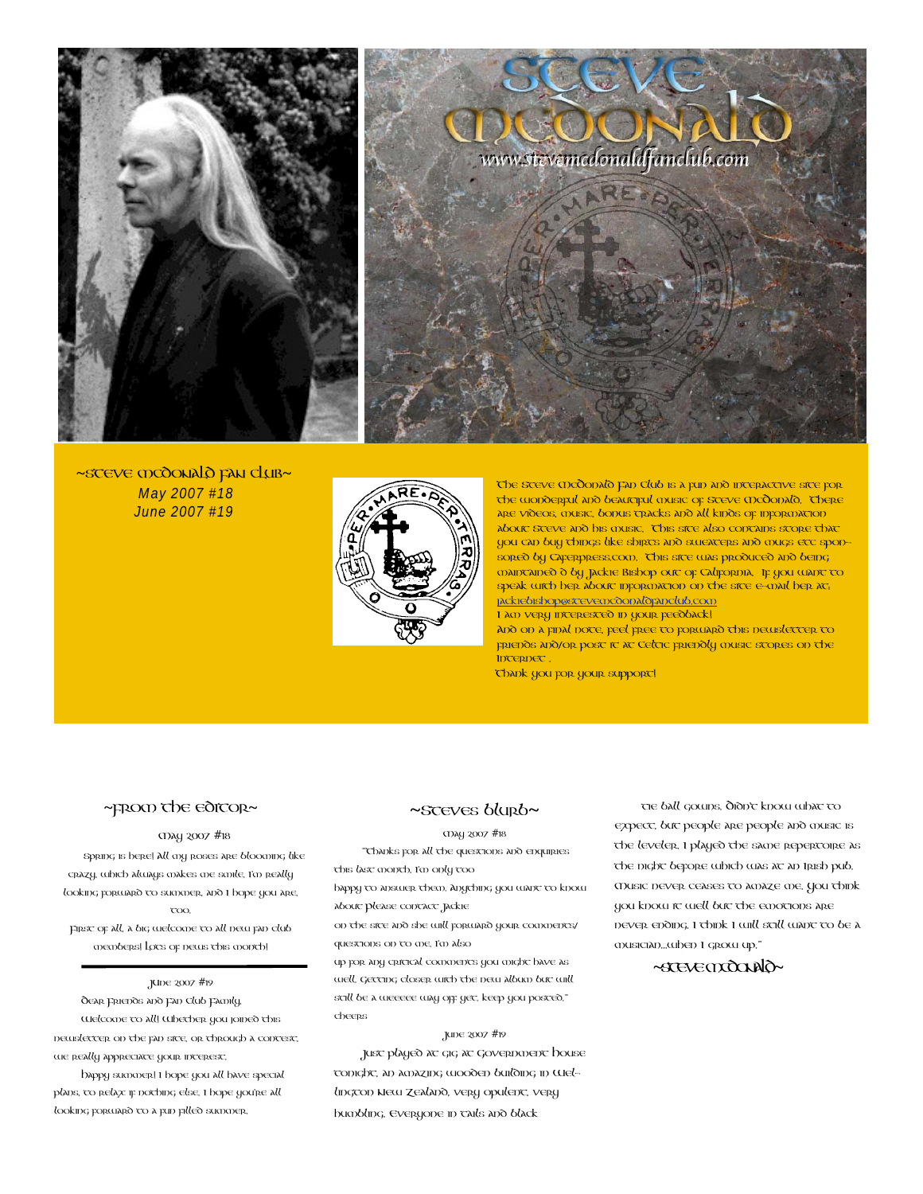# STEVE MCDONALD

www.stevemcdonaldfanclub.com

~STEVE MCDONALD FAN CLUB~

*May 2007 #18*
*June 2007 #19*

The Steve McDonald Fan Club is a fun and interactive site for the wonderful and beautiful music of Steve McDonald. There are videos, music, bonus tracks and all kinds of information about Steve and his music. This site also contains store that you can buy things like shirts and sweaters and mugs etc spon-sored by Caferpress.com. This site was produced and being maintained d by Jackie Bishop out of California. If you want to speak with her about information on the site e-mail her at: jackiebishop@stevemcdonaldfanclub.com

I am very interested in your feedback!

And on a final note, feel free to forward this newsletter to friends and/or post it at Celtic friendly music stores on the internet .

Thank you for your support!

## ~From the Editor~

May 2007 #18

Spring is here! All my roses are blooming like crazy, which always makes me smile. I'm really looking forward to summer, and I hope you are, too.

First of all, a big welcome to all new fan club members! Lots of news this month!

June 2007 #19

Dear Friends and Fan Club Family,

Welcome to all! Whether you joined this newsletter on the fan site, or through a contest, we really appreciate your interest.

Happy summer! I hope you all have special plans, to relax if nothing else. I hope you're all looking forward to a fun filled summer.

## ~Steves Blurb~

May 2007 #18

"Thanks for all the questions and enquiries this last month, I'm only too happy to answer them. Anything you want to know about please contact Jackie on the site and she will forward your comments/ questions on to me. I'm also up for any critical comments you might have as well. Getting closer with the new album but will still be a weeeee way off yet, keep you posted." Cheers

June 2007 #19

Just played at gig at Government House tonight, an amazing wooden building in Wel-lington New Zealand, very opulent, very humbling. Everyone in tails and black tie ball gowns, didn't know what to expect, but people are people and music is the leveler. I played the same repertoire as the night before which was at an Irish pub. Music never ceases to amaze me, you think you know it well but the emotions are never ending. I think I will still want to be a musician...when I grow up."

~Steve McDonald~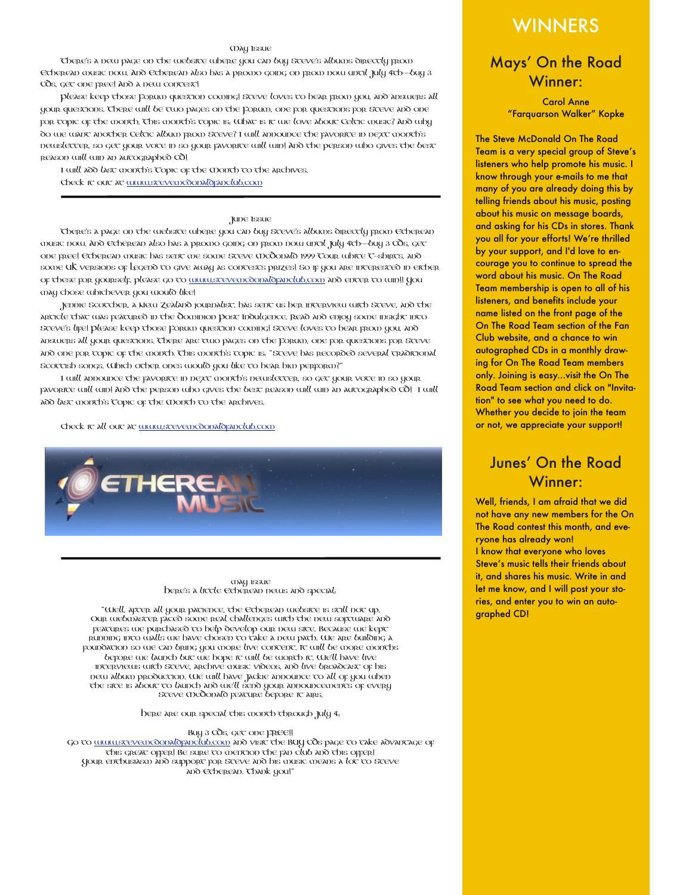May Issue

There's a new page on the website where you can buy Steve's albums directly from Etherean music now. And Etherean also has a promo going on from now until July 4th--buy 3 CDs, get one free! And a new contest!

Please keep those forum questions coming! Steve loves to hear from you, and answers all your questions. There will be two pages on the forum, one for questions for Steve and one for topic of the month. This month's topic is, What is it we love about Celtic music? And why do we want another Celtic album from Steve? I will announce the favorite in next month's newsletter, so get your vote in so your favorite will win! And the person who gives the best reason will win an autographed CD!

I will add last month's Topic of the Month to the archives.

Check it out at www.stevemcdonaldfanclub.com

---

June Issue

There's a page on the website where you can buy Steve's albums directly from Etherean music now. And Etherean also has a promo going on from now until July 4th--buy 3 CDs, get one free! Etherean music has sent me some Steve McDonald 1999 Tour white T-shirts, and some UK versions of Legend to give away as contests prizes! So if you are interested in either of these for yourself, please go to www.stevemcdonaldfanclub.com and enter to win!! You may chose whichever you would like!

Jennie Scotcher, a New Zealand journalist, has sent us her interview with Steve, and the article that was featured in the Dominion Post Indulgence. Read and enjoy some insight into Steve's life! Please keep those forum question coming! Steve loves to hear from you, and answers all your questions. There are two pages on the forum, one for questions for Steve and one for topic of the month. This month's topic is; "Steve has recorded several traditional Scottish songs, which other ones would you like to hear him perform?"

I will announce the favorite in next month's newsletter, so get your vote in so your favorite will win! And the person who gives the best reason will win an autographed CD! I will add last month's Topic of the Month to the archives.

Check it all out at www.stevemcdonaldfanclub.com

---

May Issue
Here's a little Etherean news and special;

"Well, after all your patience, the Etherean website is still not up. Our webmaster faced some real challenges with the new software and features we purchased to help develop our new site. Because we kept running into walls we have chosen to take a new path. We are building a foundation so we can bring you more live content. It will be more months before we launch but we hope it will be worth it. We'll have live interviews with Steve, archive music videos, and live broadcast of his new album production. We will have Jackie announce to all of you when the site is about to launch and we'll send your announcements of every Steve McDonald feature before it airs.

Here are our special this month through July 4;

Buy 3 CDs, get one FREE!!
Go to www.stevemcdonaldfanclub.com and visit the Buy CDs page to take advantage of this great offer! Be sure to mention the fan club and this offer!
Your enthusiasm and support for Steve and his music means a lot to Steve and Etherean. Thank you!"

# WINNERS

## Mays' On the Road Winner:

Carol Anne "Farquarson Walker" Kopke

The Steve McDonald On The Road Team is a very special group of Steve's listeners who help promote his music. I know through your e-mails to me that many of you are already doing this by telling friends about his music, posting about his music on message boards, and asking for his CDs in stores. Thank you all for your efforts! We're thrilled by your support, and I'd love to encourage you to continue to spread the word about his music. On The Road Team membership is open to all of his listeners, and benefits include your name listed on the front page of the On The Road Team section of the Fan Club website, and a chance to win autographed CDs in a monthly drawing for On The Road Team members only. Joining is easy...visit the On The Road Team section and click on "Invitation" to see what you need to do. Whether you decide to join the team or not, we appreciate your support!

## Junes' On the Road Winner:

Well, friends, I am afraid that we did not have any new members for the On The Road contest this month, and everyone has already won!
I know that everyone who loves Steve's music tells their friends about it, and shares his music. Write in and let me know, and I will post your stories, and enter you to win an autographed CD!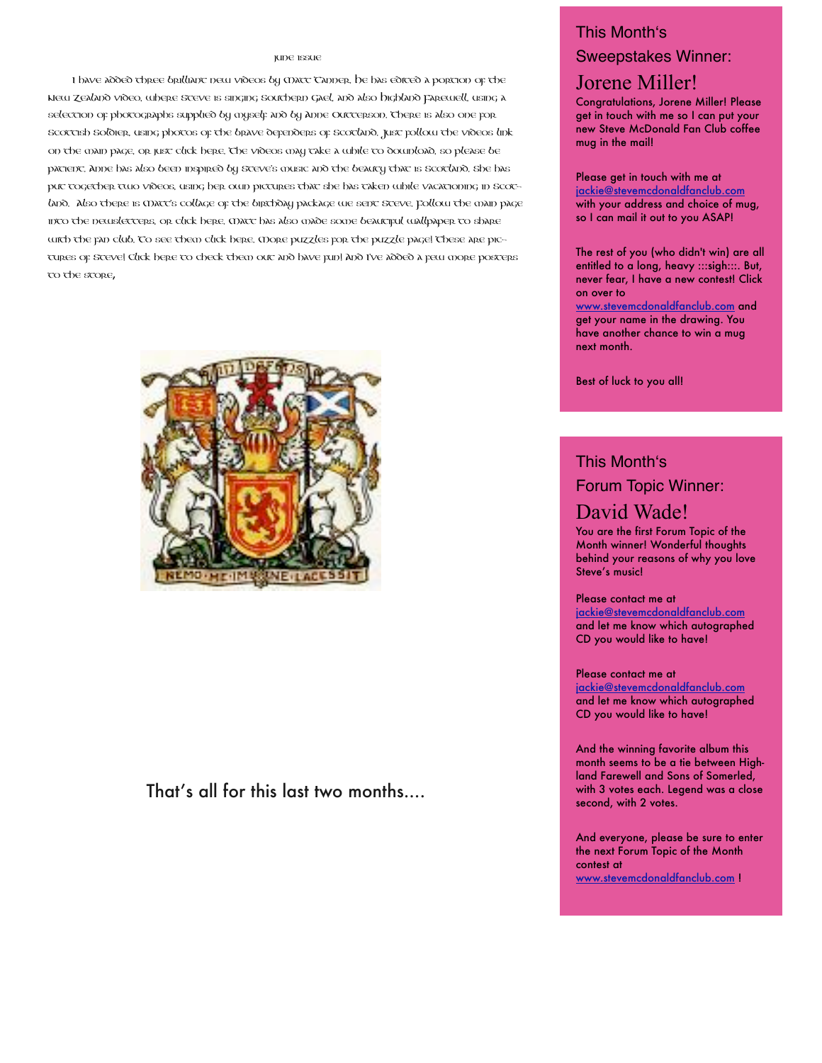June Issue

I have added three brilliant new videos by Matt Tanner. He has edited a portion of the New Zealand video, where Steve is singing Southern Gael, and also Highland Farewell, using a selection of photographs supplied by myself and by Anne Outterson. There is also one for Scottish Soldier, using photos of the brave defenders of Scotland. Just follow the videos link on the main page, or just click here. The videos may take a while to download, so please be patient. Anne has also been inspired by Steve's music and the beauty that is Scotland. She has put together two videos, using her own pictures that she has taken while vacationing in Scotland. Also there is Matt's collage of the birthday package we sent Steve. Follow the main page into the newsletters, or click here. Matt has also made some beautiful wallpaper to share with the fan club. To see them click here. More puzzles for the puzzle page! These are pictures of Steve! Click here to check them out and have fun! And I've added a few more posters to the store,

That's all for this last two months....

## This Month's Sweepstakes Winner:

## Jorene Miller!

Congratulations, Jorene Miller! Please get in touch with me so I can put your new Steve McDonald Fan Club coffee mug in the mail!

Please get in touch with me at jackie@stevemcdonaldfanclub.com with your address and choice of mug, so I can mail it out to you ASAP!

The rest of you (who didn't win) are all entitled to a long, heavy :::sigh:::. But, never fear, I have a new contest! Click on over to www.stevemcdonaldfanclub.com and get your name in the drawing. You have another chance to win a mug next month.

Best of luck to you all!

## This Month's Forum Topic Winner:

## David Wade!

You are the first Forum Topic of the Month winner! Wonderful thoughts behind your reasons of why you love Steve's music!

Please contact me at jackie@stevemcdonaldfanclub.com and let me know which autographed CD you would like to have!

Please contact me at jackie@stevemcdonaldfanclub.com and let me know which autographed CD you would like to have!

And the winning favorite album this month seems to be a tie between Highland Farewell and Sons of Somerled, with 3 votes each. Legend was a close second, with 2 votes.

And everyone, please be sure to enter the next Forum Topic of the Month contest at www.stevemcdonaldfanclub.com !